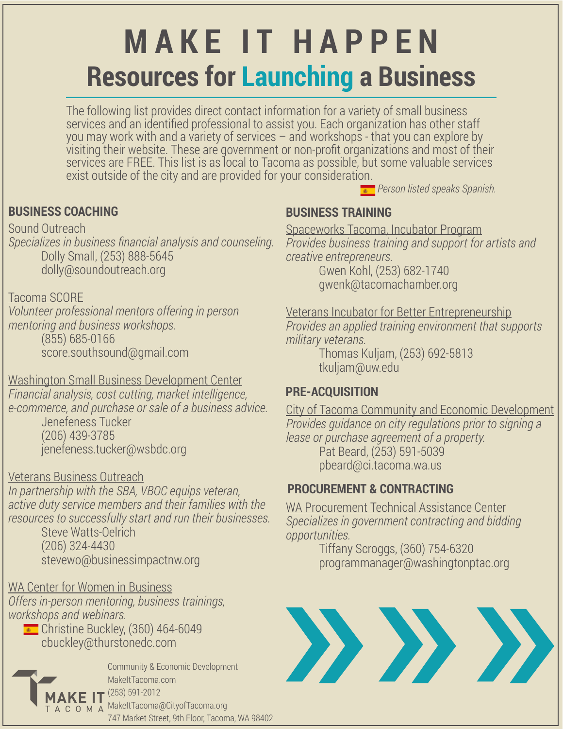# MAKE IT HAPPEN

## Resources for Launching a Business

The following list provides direct contact information for a variety of small business services and an identified professional to assist you. Each organization has other staff you may work with and a variety of services – and workshops - that you can explore by visiting their website. These are government or non-profit organizations and most of their services are FREE. This list is as local to Tacoma as possible, but some valuable services exist outside of the city and are provided for your consideration.

*🇪🇸 Person listed speaks Spanish.*

### BUSINESS COACHING

Sound Outreach
*Specializes in business financial analysis and counseling.*
Dolly Small, (253) 888-5645
dolly@soundoutreach.org

Tacoma SCORE
*Volunteer professional mentors offering in person mentoring and business workshops.*
(855) 685-0166
score.southsound@gmail.com

Washington Small Business Development Center
*Financial analysis, cost cutting, market intelligence, e-commerce, and purchase or sale of a business advice.*
Jenefeness Tucker
(206) 439-3785
jenefeness.tucker@wsbdc.org

Veterans Business Outreach
*In partnership with the SBA, VBOC equips veteran, active duty service members and their families with the resources to successfully start and run their businesses.*
Steve Watts-Oelrich
(206) 324-4430
stevewo@businessimpactnw.org

WA Center for Women in Business
*Offers in-person mentoring, business trainings, workshops and webinars.*
🇪🇸 Christine Buckley, (360) 464-6049
cbuckley@thurstonedc.com

### BUSINESS TRAINING

Spaceworks Tacoma, Incubator Program
*Provides business training and support for artists and creative entrepreneurs.*
Gwen Kohl, (253) 682-1740
gwenk@tacomachamber.org

Veterans Incubator for Better Entrepreneurship
*Provides an applied training environment that supports military veterans.*
Thomas Kuljam, (253) 692-5813
tkuljam@uw.edu

### PRE-ACQUISITION

City of Tacoma Community and Economic Development
*Provides guidance on city regulations prior to signing a lease or purchase agreement of a property.*
Pat Beard, (253) 591-5039
pbeard@ci.tacoma.wa.us

### PROCUREMENT & CONTRACTING

WA Procurement Technical Assistance Center
*Specializes in government contracting and bidding opportunities.*
Tiffany Scroggs, (360) 754-6320
programmanager@washingtonptac.org

MAKE IT TACOMA

Community & Economic Development
MakeItTacoma.com
(253) 591-2012
MakeItTacoma@CityofTacoma.org
747 Market Street, 9th Floor, Tacoma, WA 98402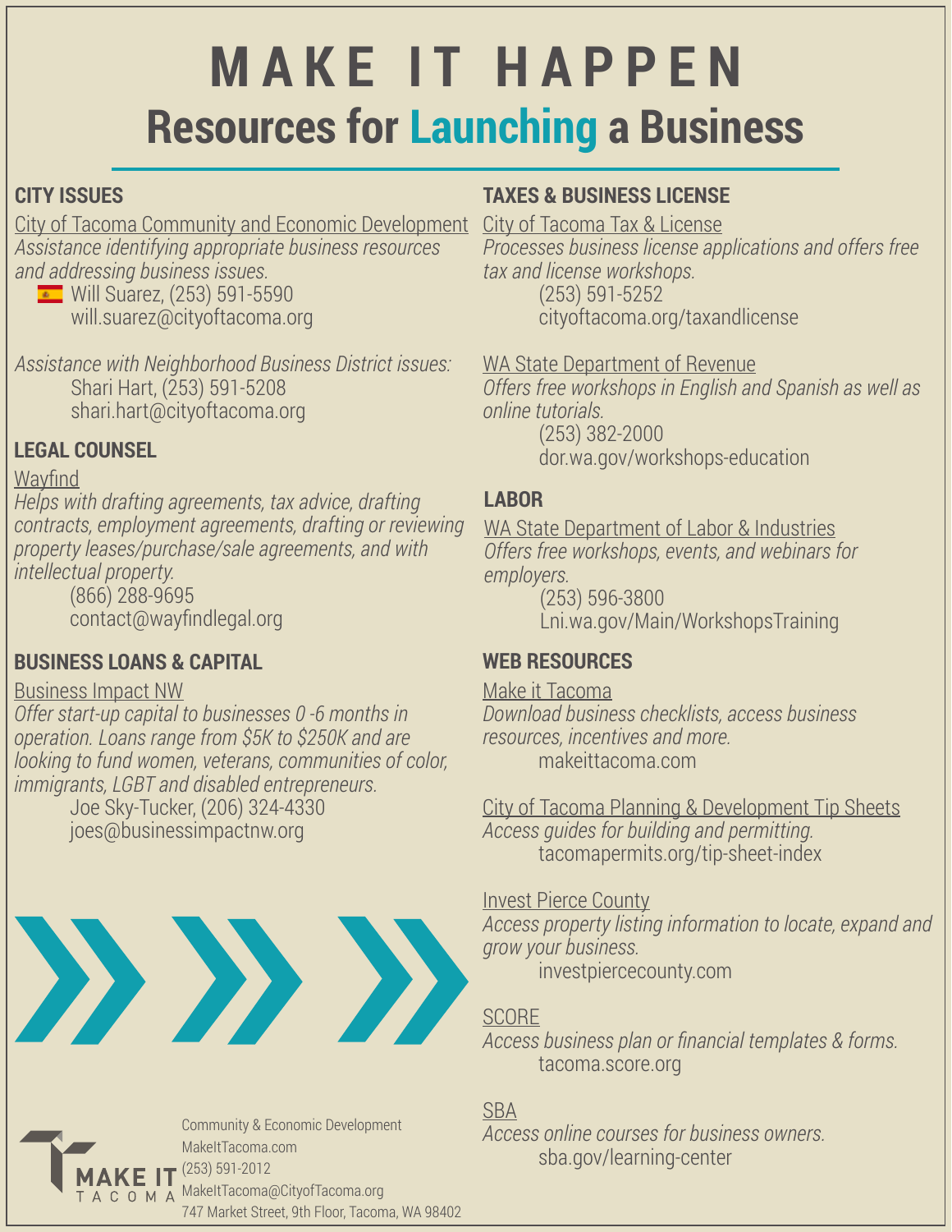# MAKE IT HAPPEN

## Resources for Launching a Business

### CITY ISSUES

City of Tacoma Community and Economic Development

*Assistance identifying appropriate business resources and addressing business issues.*

Will Suarez, (253) 591-5590
will.suarez@cityoftacoma.org

*Assistance with Neighborhood Business District issues:*

Shari Hart, (253) 591-5208
shari.hart@cityoftacoma.org

### LEGAL COUNSEL

Wayfind

*Helps with drafting agreements, tax advice, drafting contracts, employment agreements, drafting or reviewing property leases/purchase/sale agreements, and with intellectual property.*

(866) 288-9695
contact@wayfindlegal.org

### BUSINESS LOANS & CAPITAL

Business Impact NW

*Offer start-up capital to businesses 0 -6 months in operation. Loans range from $5K to $250K and are looking to fund women, veterans, communities of color, immigrants, LGBT and disabled entrepreneurs.*

Joe Sky-Tucker, (206) 324-4330
joes@businessimpactnw.org

### TAXES & BUSINESS LICENSE

City of Tacoma Tax & License

*Processes business license applications and offers free tax and license workshops.*

(253) 591-5252
cityoftacoma.org/taxandlicense

WA State Department of Revenue

*Offers free workshops in English and Spanish as well as online tutorials.*

(253) 382-2000
dor.wa.gov/workshops-education

### LABOR

WA State Department of Labor & Industries

*Offers free workshops, events, and webinars for employers.*

(253) 596-3800
Lni.wa.gov/Main/WorkshopsTraining

### WEB RESOURCES

Make it Tacoma

*Download business checklists, access business resources, incentives and more.*

makeittacoma.com

City of Tacoma Planning & Development Tip Sheets

*Access guides for building and permitting.*

tacomapermits.org/tip-sheet-index

Invest Pierce County

*Access property listing information to locate, expand and grow your business.*

investpiercecounty.com

SCORE

*Access business plan or financial templates & forms.*

tacoma.score.org

SBA

*Access online courses for business owners.*

sba.gov/learning-center

MAKE IT TACOMA

Community & Economic Development
MakeItTacoma.com
(253) 591-2012
MakeItTacoma@CityofTacoma.org
747 Market Street, 9th Floor, Tacoma, WA 98402